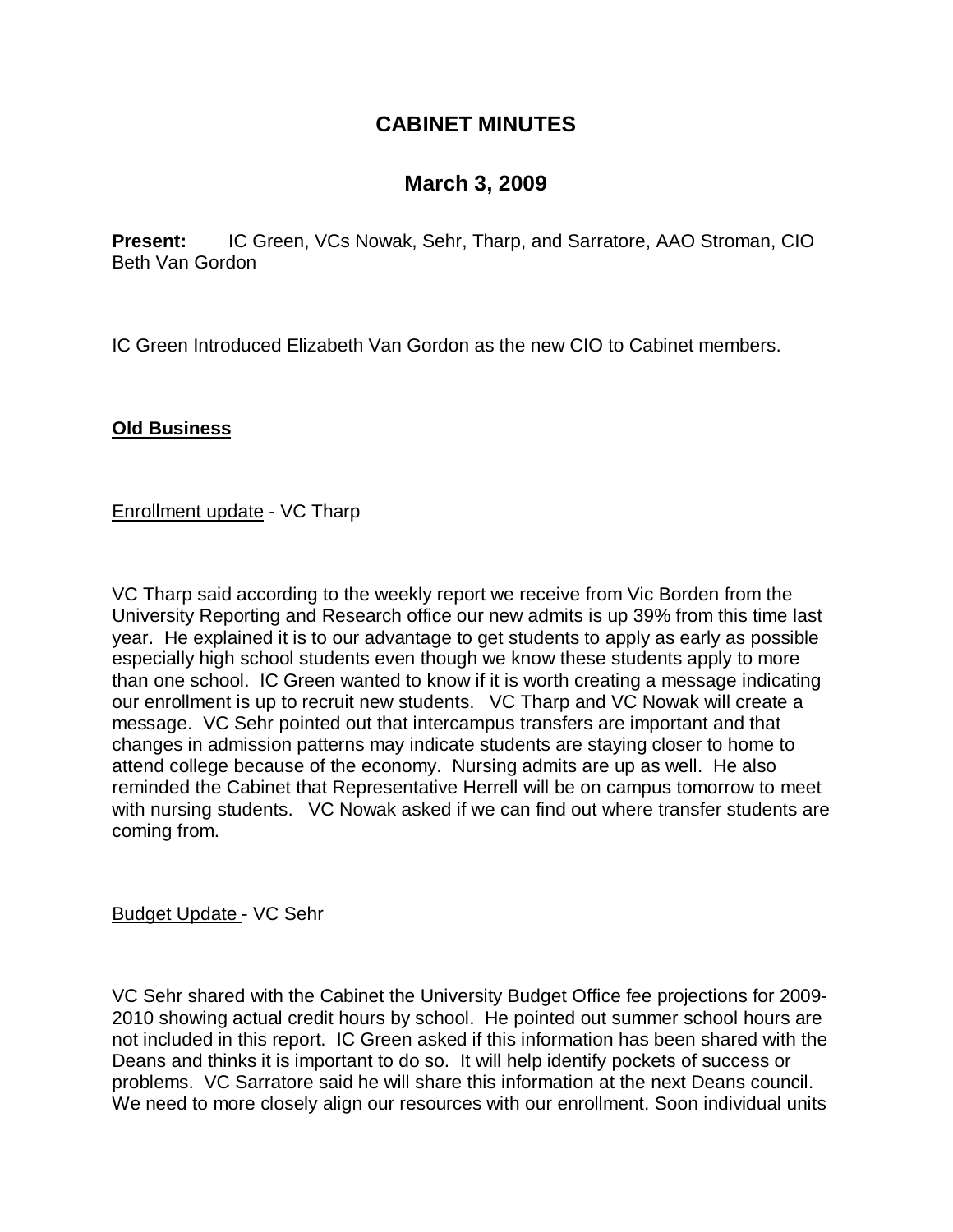# CABINET MINUTES

## March 3, 2009

**Present:** IC Green, VCs Nowak, Sehr, Tharp, and Sarratore, AAO Stroman, CIO Beth Van Gordon

IC Green Introduced Elizabeth Van Gordon as the new CIO to Cabinet members.

**<u>Old Business</u>**

<u>Enrollment update</u> - VC Tharp

VC Tharp said according to the weekly report we receive from Vic Borden from the University Reporting and Research office our new admits is up 39% from this time last year. He explained it is to our advantage to get students to apply as early as possible especially high school students even though we know these students apply to more than one school. IC Green wanted to know if it is worth creating a message indicating our enrollment is up to recruit new students. VC Tharp and VC Nowak will create a message. VC Sehr pointed out that intercampus transfers are important and that changes in admission patterns may indicate students are staying closer to home to attend college because of the economy. Nursing admits are up as well. He also reminded the Cabinet that Representative Herrell will be on campus tomorrow to meet with nursing students. VC Nowak asked if we can find out where transfer students are coming from.

<u>Budget Update</u> - VC Sehr

VC Sehr shared with the Cabinet the University Budget Office fee projections for 2009-2010 showing actual credit hours by school. He pointed out summer school hours are not included in this report. IC Green asked if this information has been shared with the Deans and thinks it is important to do so. It will help identify pockets of success or problems. VC Sarratore said he will share this information at the next Deans council. We need to more closely align our resources with our enrollment. Soon individual units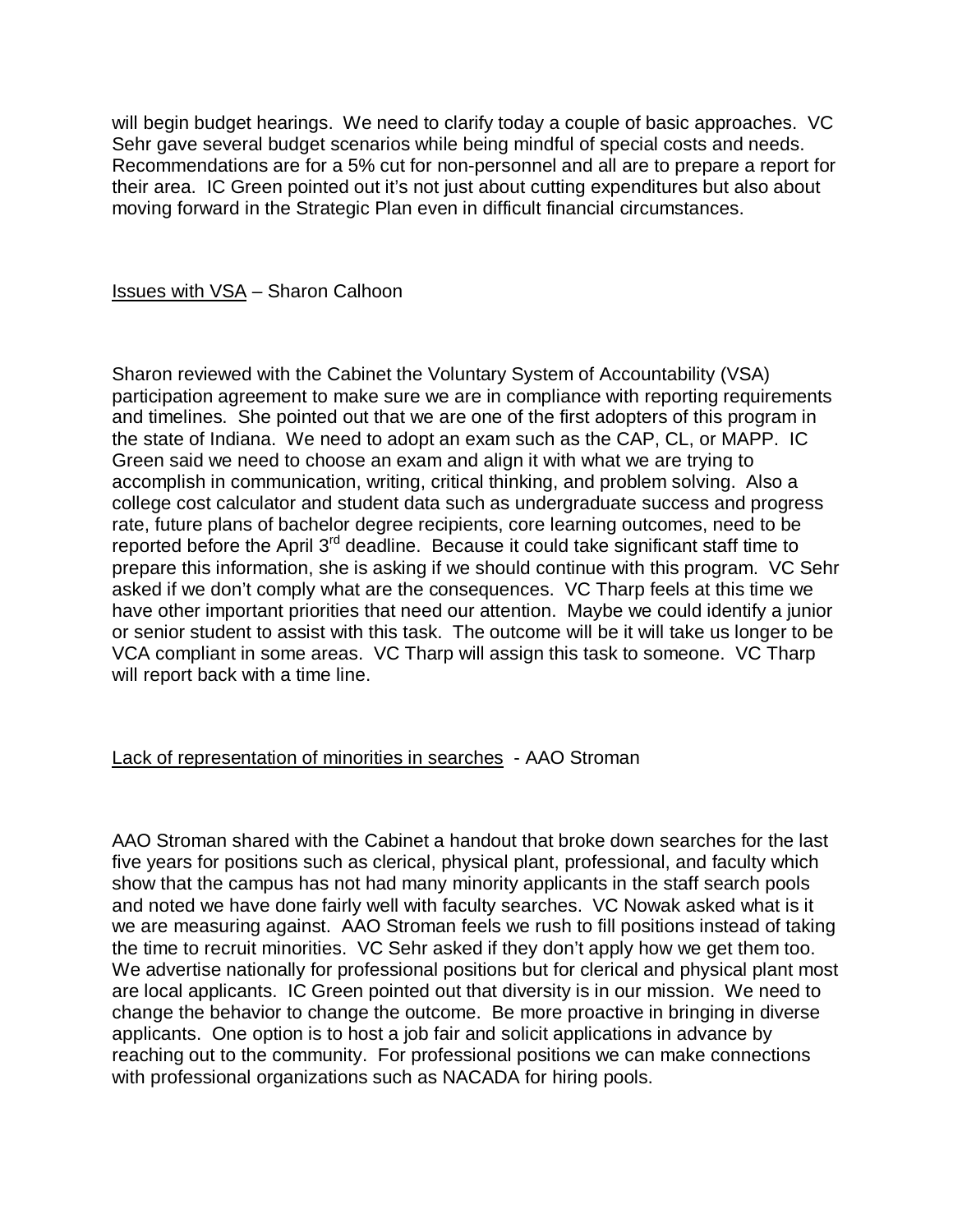will begin budget hearings. We need to clarify today a couple of basic approaches. VC Sehr gave several budget scenarios while being mindful of special costs and needs. Recommendations are for a 5% cut for non-personnel and all are to prepare a report for their area. IC Green pointed out it's not just about cutting expenditures but also about moving forward in the Strategic Plan even in difficult financial circumstances.

<u>Issues with VSA</u> – Sharon Calhoon

Sharon reviewed with the Cabinet the Voluntary System of Accountability (VSA) participation agreement to make sure we are in compliance with reporting requirements and timelines. She pointed out that we are one of the first adopters of this program in the state of Indiana. We need to adopt an exam such as the CAP, CL, or MAPP. IC Green said we need to choose an exam and align it with what we are trying to accomplish in communication, writing, critical thinking, and problem solving. Also a college cost calculator and student data such as undergraduate success and progress rate, future plans of bachelor degree recipients, core learning outcomes, need to be reported before the April 3rd deadline. Because it could take significant staff time to prepare this information, she is asking if we should continue with this program. VC Sehr asked if we don't comply what are the consequences. VC Tharp feels at this time we have other important priorities that need our attention. Maybe we could identify a junior or senior student to assist with this task. The outcome will be it will take us longer to be VCA compliant in some areas. VC Tharp will assign this task to someone. VC Tharp will report back with a time line.

<u>Lack of representation of minorities in searches</u> - AAO Stroman

AAO Stroman shared with the Cabinet a handout that broke down searches for the last five years for positions such as clerical, physical plant, professional, and faculty which show that the campus has not had many minority applicants in the staff search pools and noted we have done fairly well with faculty searches. VC Nowak asked what is it we are measuring against. AAO Stroman feels we rush to fill positions instead of taking the time to recruit minorities. VC Sehr asked if they don't apply how we get them too. We advertise nationally for professional positions but for clerical and physical plant most are local applicants. IC Green pointed out that diversity is in our mission. We need to change the behavior to change the outcome. Be more proactive in bringing in diverse applicants. One option is to host a job fair and solicit applications in advance by reaching out to the community. For professional positions we can make connections with professional organizations such as NACADA for hiring pools.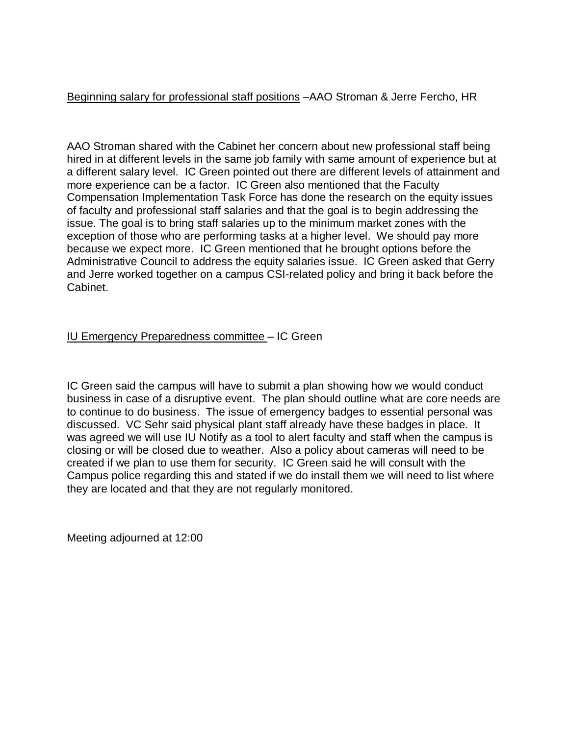<u>Beginning salary for professional staff positions</u> –AAO Stroman & Jerre Fercho, HR

AAO Stroman shared with the Cabinet her concern about new professional staff being hired in at different levels in the same job family with same amount of experience but at a different salary level. IC Green pointed out there are different levels of attainment and more experience can be a factor. IC Green also mentioned that the Faculty Compensation Implementation Task Force has done the research on the equity issues of faculty and professional staff salaries and that the goal is to begin addressing the issue. The goal is to bring staff salaries up to the minimum market zones with the exception of those who are performing tasks at a higher level. We should pay more because we expect more. IC Green mentioned that he brought options before the Administrative Council to address the equity salaries issue. IC Green asked that Gerry and Jerre worked together on a campus CSI-related policy and bring it back before the Cabinet.

<u>IU Emergency Preparedness committee</u> – IC Green

IC Green said the campus will have to submit a plan showing how we would conduct business in case of a disruptive event. The plan should outline what are core needs are to continue to do business. The issue of emergency badges to essential personal was discussed. VC Sehr said physical plant staff already have these badges in place. It was agreed we will use IU Notify as a tool to alert faculty and staff when the campus is closing or will be closed due to weather. Also a policy about cameras will need to be created if we plan to use them for security. IC Green said he will consult with the Campus police regarding this and stated if we do install them we will need to list where they are located and that they are not regularly monitored.

Meeting adjourned at 12:00